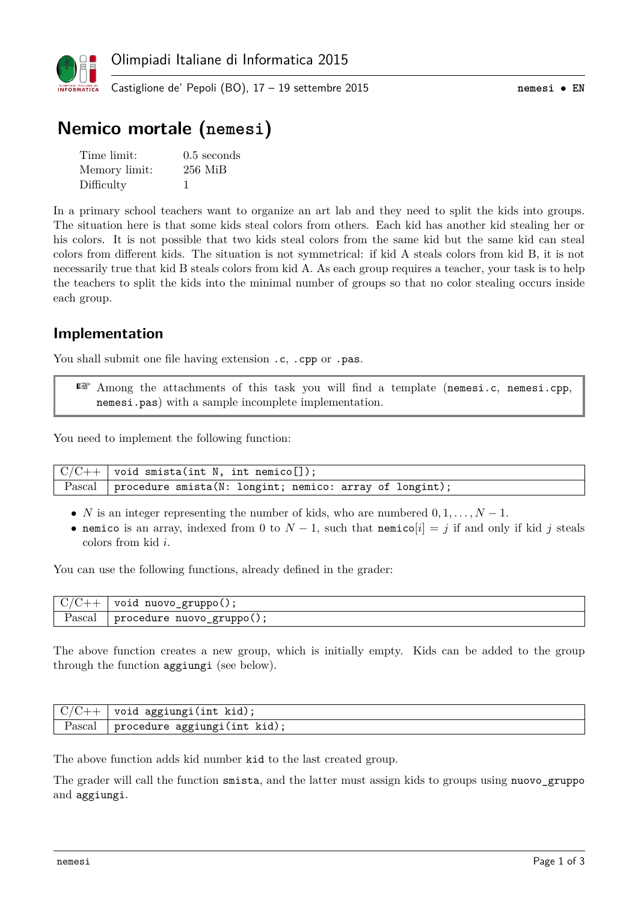# Nemico mortale (nemesi)

| | |
|---|---|
| Time limit: | 0.5 seconds |
| Memory limit: | 256 MiB |
| Difficulty | 1 |

In a primary school teachers want to organize an art lab and they need to split the kids into groups. The situation here is that some kids steal colors from others. Each kid has another kid stealing her or his colors. It is not possible that two kids steal colors from the same kid but the same kid can steal colors from different kids. The situation is not symmetrical: if kid A steals colors from kid B, it is not necessarily true that kid B steals colors from kid A. As each group requires a teacher, your task is to help the teachers to split the kids into the minimal number of groups so that no color stealing occurs inside each group.

## Implementation

You shall submit one file having extension `.c`, `.cpp` or `.pas`.

> ☞ Among the attachments of this task you will find a template (`nemesi.c`, `nemesi.cpp`, `nemesi.pas`) with a sample incomplete implementation.

You need to implement the following function:

| | |
|---|---|
| C/C++ | `void smista(int N, int nemico[]);` |
| Pascal | `procedure smista(N: longint; nemico: array of longint);` |

- $N$ is an integer representing the number of kids, who are numbered $0, 1, \ldots, N-1$.
- `nemico` is an array, indexed from 0 to $N-1$, such that `nemico`$[i] = j$ if and only if kid $j$ steals colors from kid $i$.

You can use the following functions, already defined in the grader:

| | |
|---|---|
| C/C++ | `void nuovo_gruppo();` |
| Pascal | `procedure nuovo_gruppo();` |

The above function creates a new group, which is initially empty. Kids can be added to the group through the function `aggiungi` (see below).

| | |
|---|---|
| C/C++ | `void aggiungi(int kid);` |
| Pascal | `procedure aggiungi(int kid);` |

The above function adds kid number `kid` to the last created group.

The grader will call the function `smista`, and the latter must assign kids to groups using `nuovo_gruppo` and `aggiungi`.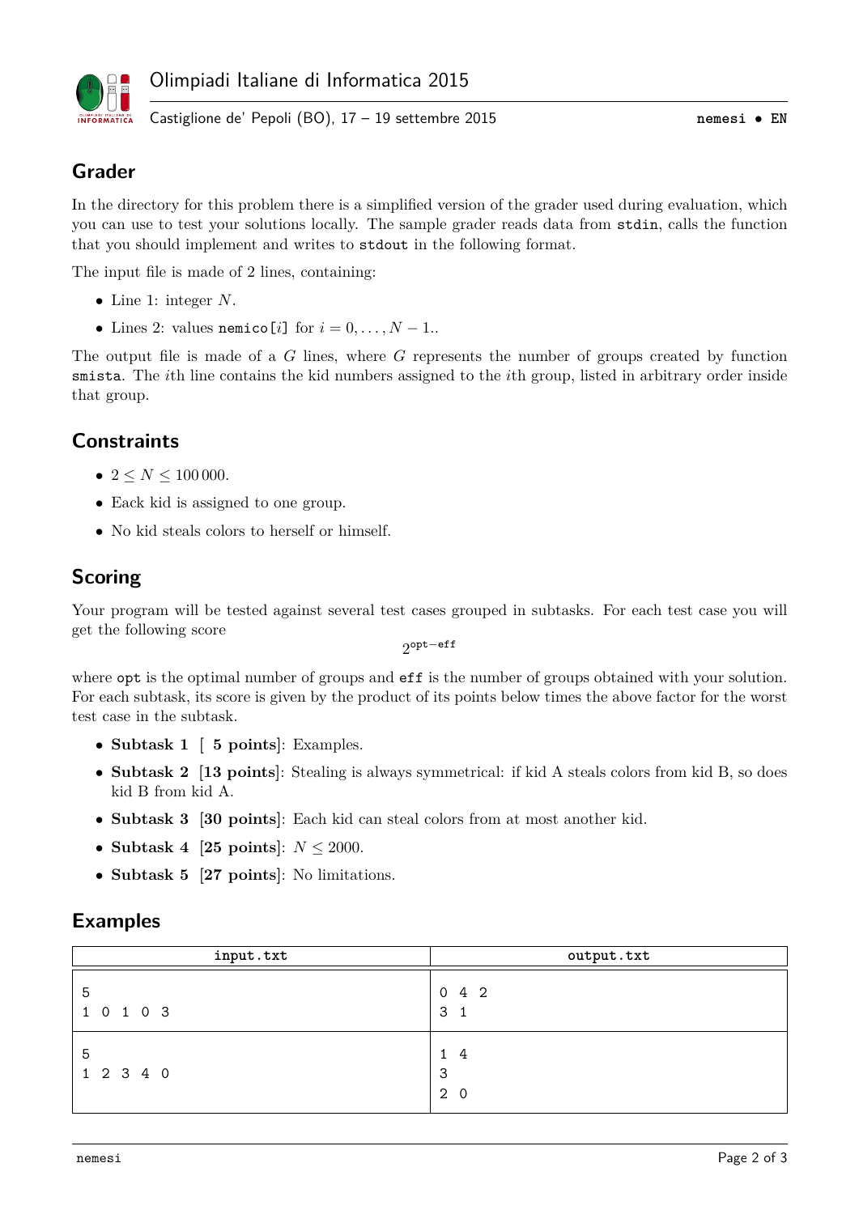## Grader

In the directory for this problem there is a simplified version of the grader used during evaluation, which you can use to test your solutions locally. The sample grader reads data from `stdin`, calls the function that you should implement and writes to `stdout` in the following format.

The input file is made of 2 lines, containing:

- Line 1: integer $N$.
- Lines 2: values `nemico[`$i$`]` for $i = 0, \ldots, N-1$..

The output file is made of a $G$ lines, where $G$ represents the number of groups created by function `smista`. The $i$th line contains the kid numbers assigned to the $i$th group, listed in arbitrary order inside that group.

## Constraints

- $2 \leq N \leq 100\,000$.
- Each kid is assigned to one group.
- No kid steals colors to herself or himself.

## Scoring

Your program will be tested against several test cases grouped in subtasks. For each test case you will get the following score

$$2^{\texttt{opt}-\texttt{eff}}$$

where `opt` is the optimal number of groups and `eff` is the number of groups obtained with your solution. For each subtask, its score is given by the product of its points below times the above factor for the worst test case in the subtask.

- **Subtask 1** [ **5 points**]: Examples.
- **Subtask 2** [**13 points**]: Stealing is always symmetrical: if kid A steals colors from kid B, so does kid B from kid A.
- **Subtask 3** [**30 points**]: Each kid can steal colors from at most another kid.
- **Subtask 4** [**25 points**]: $N \leq 2000$.
- **Subtask 5** [**27 points**]: No limitations.

## Examples

| input.txt | output.txt |
|---|---|
| 5<br>1 0 1 0 3 | 0 4 2<br>3 1 |
| 5<br>1 2 3 4 0 | 1 4<br>3<br>2 0 |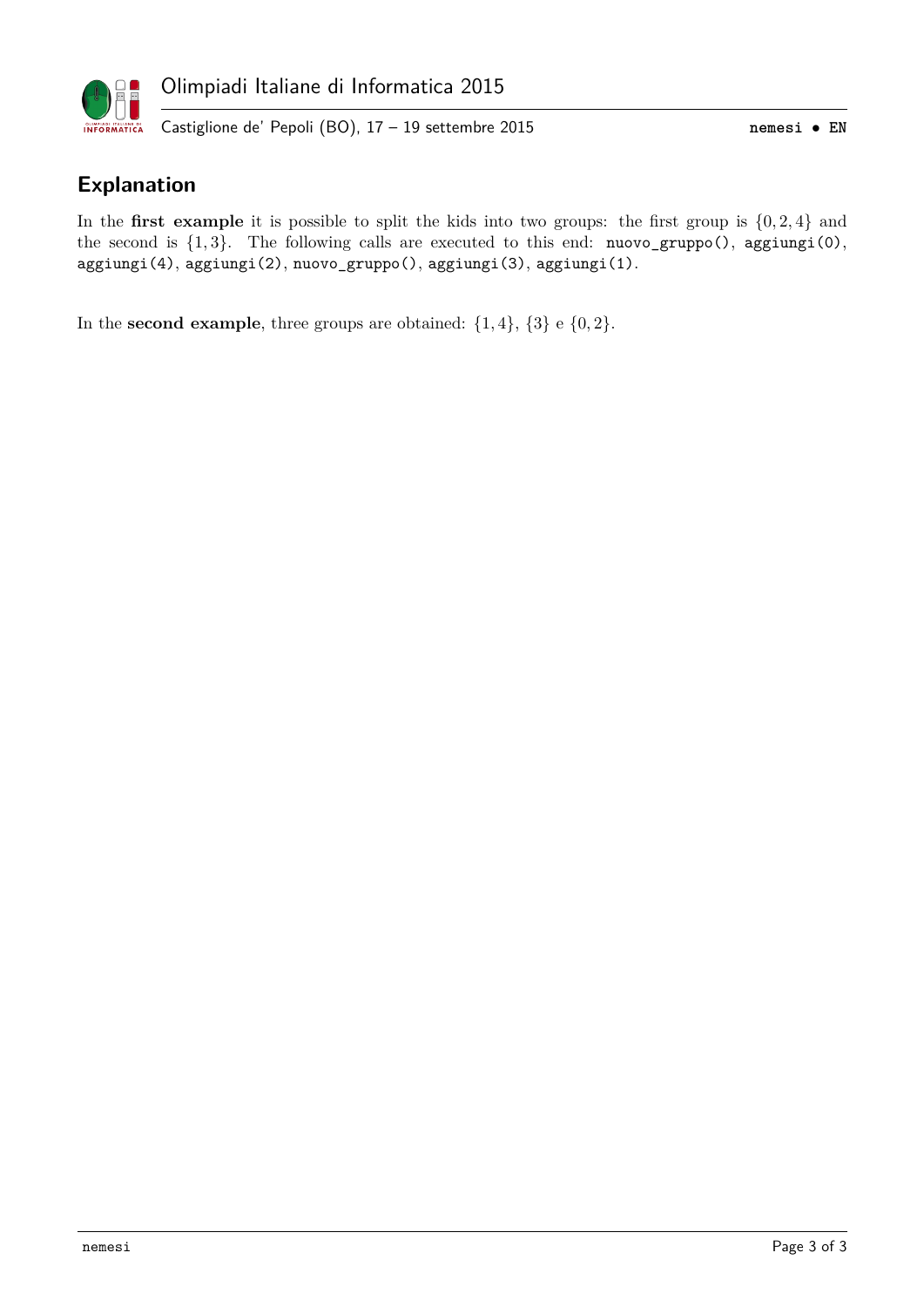## Explanation

In the **first example** it is possible to split the kids into two groups: the first group is $\{0, 2, 4\}$ and the second is $\{1, 3\}$. The following calls are executed to this end: `nuovo_gruppo()`, `aggiungi(0)`, `aggiungi(4)`, `aggiungi(2)`, `nuovo_gruppo()`, `aggiungi(3)`, `aggiungi(1)`.

In the **second example**, three groups are obtained: $\{1, 4\}$, $\{3\}$ e $\{0, 2\}$.